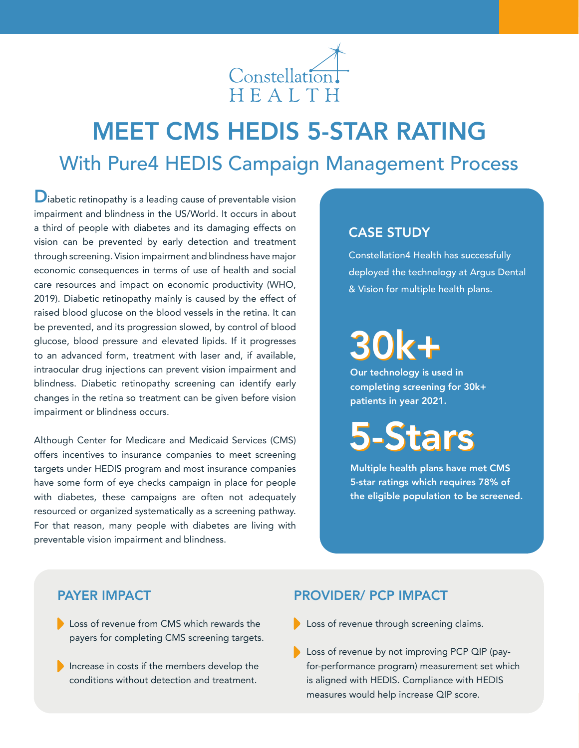Constellation
HEALTH

# MEET CMS HEDIS 5-STAR RATING

## With Pure4 HEDIS Campaign Management Process

Diabetic retinopathy is a leading cause of preventable vision impairment and blindness in the US/World. It occurs in about a third of people with diabetes and its damaging effects on vision can be prevented by early detection and treatment through screening. Vision impairment and blindness have major economic consequences in terms of use of health and social care resources and impact on economic productivity (WHO, 2019). Diabetic retinopathy mainly is caused by the effect of raised blood glucose on the blood vessels in the retina. It can be prevented, and its progression slowed, by control of blood glucose, blood pressure and elevated lipids. If it progresses to an advanced form, treatment with laser and, if available, intraocular drug injections can prevent vision impairment and blindness. Diabetic retinopathy screening can identify early changes in the retina so treatment can be given before vision impairment or blindness occurs.

Although Center for Medicare and Medicaid Services (CMS) offers incentives to insurance companies to meet screening targets under HEDIS program and most insurance companies have some form of eye checks campaign in place for people with diabetes, these campaigns are often not adequately resourced or organized systematically as a screening pathway. For that reason, many people with diabetes are living with preventable vision impairment and blindness.

### CASE STUDY

Constellation4 Health has successfully deployed the technology at Argus Dental & Vision for multiple health plans.

**30k+**

**Our technology is used in completing screening for 30k+ patients in year 2021.**

**5-Stars**

**Multiple health plans have met CMS 5-star ratings which requires 78% of the eligible population to be screened.**

### PAYER IMPACT

- Loss of revenue from CMS which rewards the payers for completing CMS screening targets.
- Increase in costs if the members develop the conditions without detection and treatment.

### PROVIDER/ PCP IMPACT

- Loss of revenue through screening claims.
- Loss of revenue by not improving PCP QIP (pay-for-performance program) measurement set which is aligned with HEDIS. Compliance with HEDIS measures would help increase QIP score.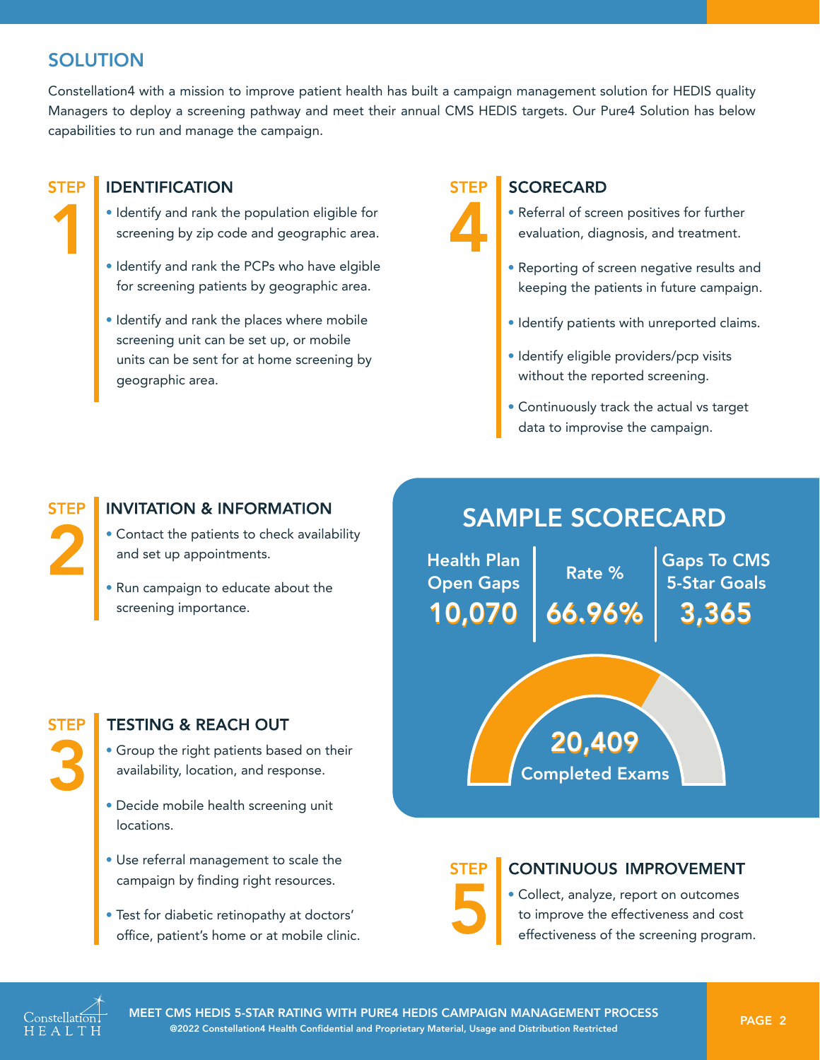## SOLUTION

Constellation4 with a mission to improve patient health has built a campaign management solution for HEDIS quality Managers to deploy a screening pathway and meet their annual CMS HEDIS targets. Our Pure4 Solution has below capabilities to run and manage the campaign.

### STEP 1 — IDENTIFICATION

- Identify and rank the population eligible for screening by zip code and geographic area.
- Identify and rank the PCPs who have elgible for screening patients by geographic area.
- Identify and rank the places where mobile screening unit can be set up, or mobile units can be sent for at home screening by geographic area.

### STEP 2 — INVITATION & INFORMATION

- Contact the patients to check availability and set up appointments.
- Run campaign to educate about the screening importance.

### STEP 3 — TESTING & REACH OUT

- Group the right patients based on their availability, location, and response.
- Decide mobile health screening unit locations.
- Use referral management to scale the campaign by finding right resources.
- Test for diabetic retinopathy at doctors' office, patient's home or at mobile clinic.

### STEP 4 — SCORECARD

- Referral of screen positives for further evaluation, diagnosis, and treatment.
- Reporting of screen negative results and keeping the patients in future campaign.
- Identify patients with unreported claims.
- Identify eligible providers/pcp visits without the reported screening.
- Continuously track the actual vs target data to improvise the campaign.

### SAMPLE SCORECARD

| Health Plan Open Gaps | Rate % | Gaps To CMS 5-Star Goals |
|---|---|---|
| 10,070 | 66.96% | 3,365 |

**20,409** Completed Exams

### STEP 5 — CONTINUOUS IMPROVEMENT

- Collect, analyze, report on outcomes to improve the effectiveness and cost effectiveness of the screening program.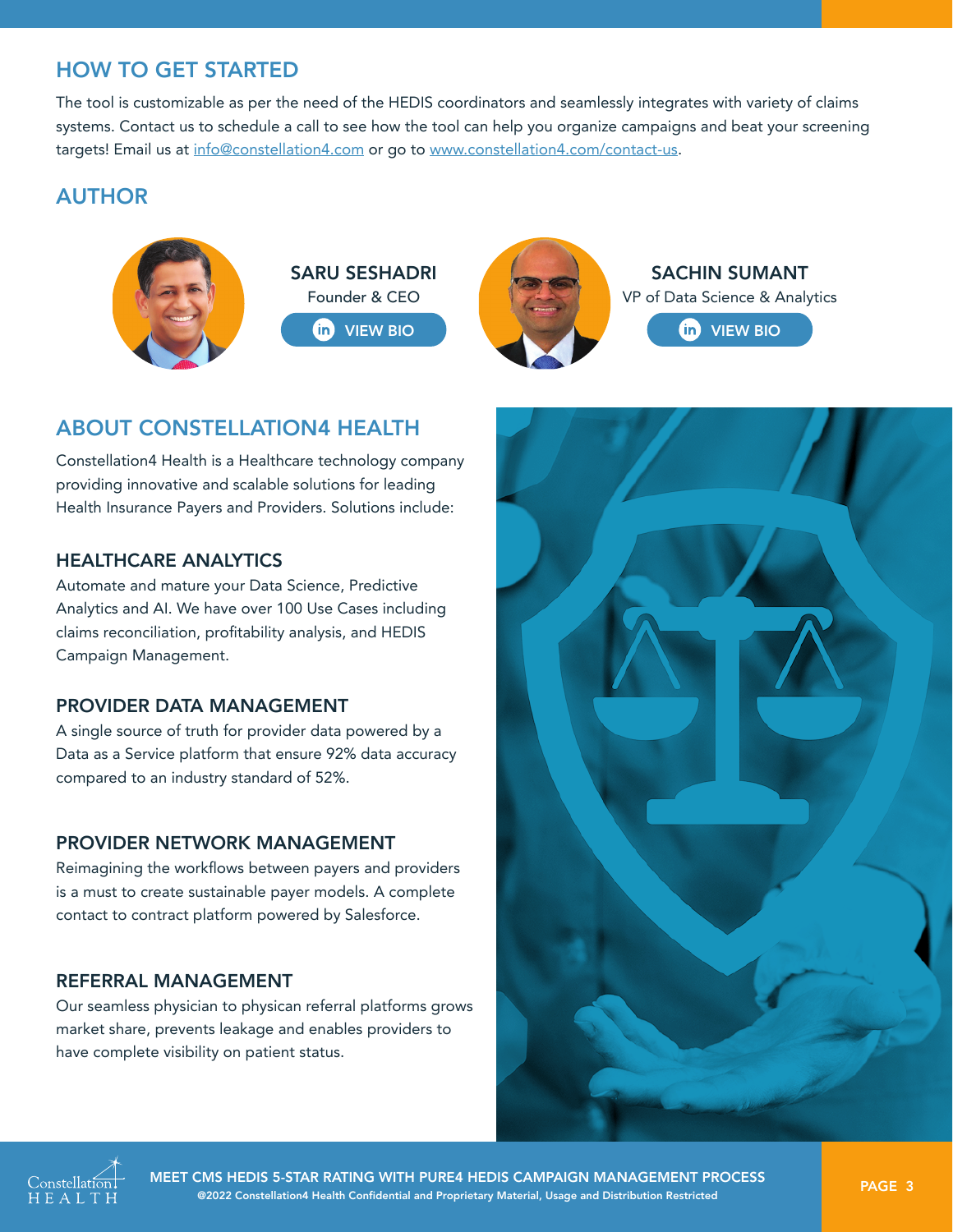## HOW TO GET STARTED

The tool is customizable as per the need of the HEDIS coordinators and seamlessly integrates with variety of claims systems. Contact us to schedule a call to see how the tool can help you organize campaigns and beat your screening targets! Email us at info@constellation4.com or go to www.constellation4.com/contact-us.

## AUTHOR

**SARU SESHADRI**
Founder & CEO
VIEW BIO

**SACHIN SUMANT**
VP of Data Science & Analytics
VIEW BIO

## ABOUT CONSTELLATION4 HEALTH

Constellation4 Health is a Healthcare technology company providing innovative and scalable solutions for leading Health Insurance Payers and Providers. Solutions include:

### HEALTHCARE ANALYTICS

Automate and mature your Data Science, Predictive Analytics and AI. We have over 100 Use Cases including claims reconciliation, profitability analysis, and HEDIS Campaign Management.

### PROVIDER DATA MANAGEMENT

A single source of truth for provider data powered by a Data as a Service platform that ensure 92% data accuracy compared to an industry standard of 52%.

### PROVIDER NETWORK MANAGEMENT

Reimagining the workflows between payers and providers is a must to create sustainable payer models. A complete contact to contract platform powered by Salesforce.

### REFERRAL MANAGEMENT

Our seamless physician to physican referral platforms grows market share, prevents leakage and enables providers to have complete visibility on patient status.